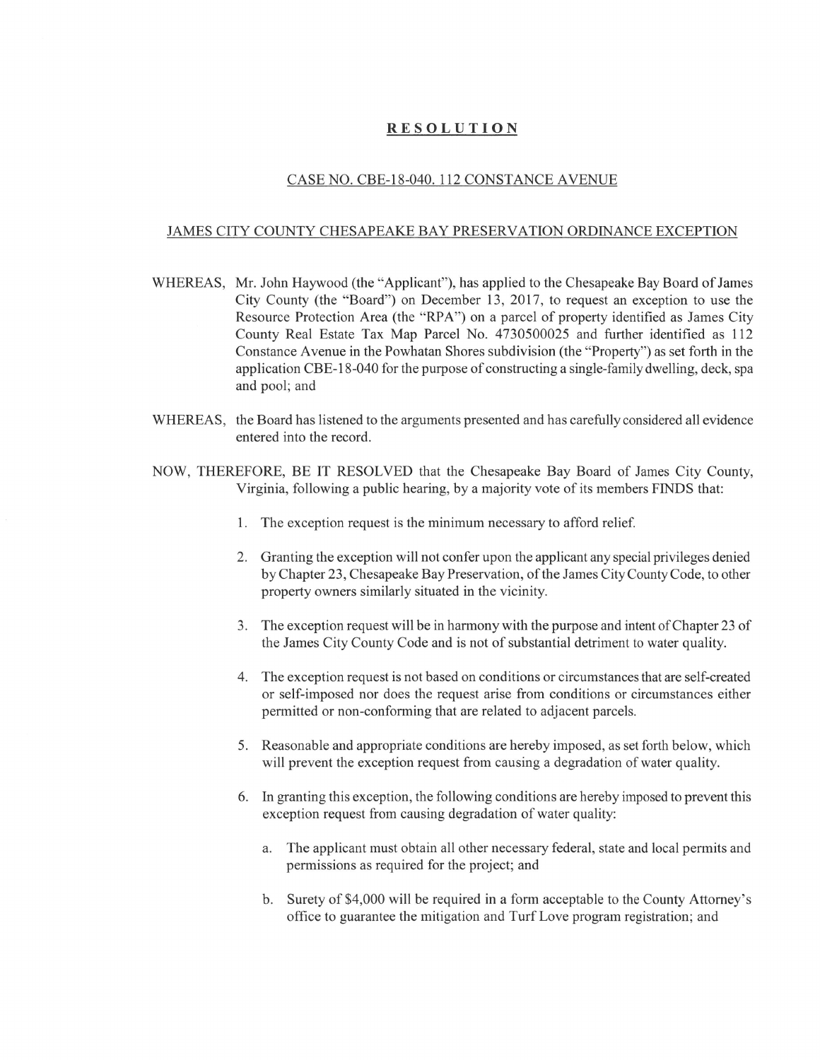# RESOLUTION

## CASE NO. CBE-18-040. 112 CONSTANCE AVENUE

## JAMES CITY COUNTY CHESAPEAKE BAY PRESERVATION ORDINANCE EXCEPTION

WHEREAS, Mr. John Haywood (the "Applicant"), has applied to the Chesapeake Bay Board of James City County (the "Board") on December 13, 2017, to request an exception to use the Resource Protection Area (the "RPA") on a parcel of property identified as James City County Real Estate Tax Map Parcel No. 4730500025 and further identified as 112 Constance Avenue in the Powhatan Shores subdivision (the "Property") as set forth in the application CBE-18-040 for the purpose of constructing a single-family dwelling, deck, spa and pool; and

WHEREAS, the Board has listened to the arguments presented and has carefully considered all evidence entered into the record.

NOW, THEREFORE, BE IT RESOLVED that the Chesapeake Bay Board of James City County, Virginia, following a public hearing, by a majority vote of its members FINDS that:

1. The exception request is the minimum necessary to afford relief.

2. Granting the exception will not confer upon the applicant any special privileges denied by Chapter 23, Chesapeake Bay Preservation, of the James City County Code, to other property owners similarly situated in the vicinity.

3. The exception request will be in harmony with the purpose and intent of Chapter 23 of the James City County Code and is not of substantial detriment to water quality.

4. The exception request is not based on conditions or circumstances that are self-created or self-imposed nor does the request arise from conditions or circumstances either permitted or non-conforming that are related to adjacent parcels.

5. Reasonable and appropriate conditions are hereby imposed, as set forth below, which will prevent the exception request from causing a degradation of water quality.

6. In granting this exception, the following conditions are hereby imposed to prevent this exception request from causing degradation of water quality:

   a. The applicant must obtain all other necessary federal, state and local permits and permissions as required for the project; and

   b. Surety of $4,000 will be required in a form acceptable to the County Attorney's office to guarantee the mitigation and Turf Love program registration; and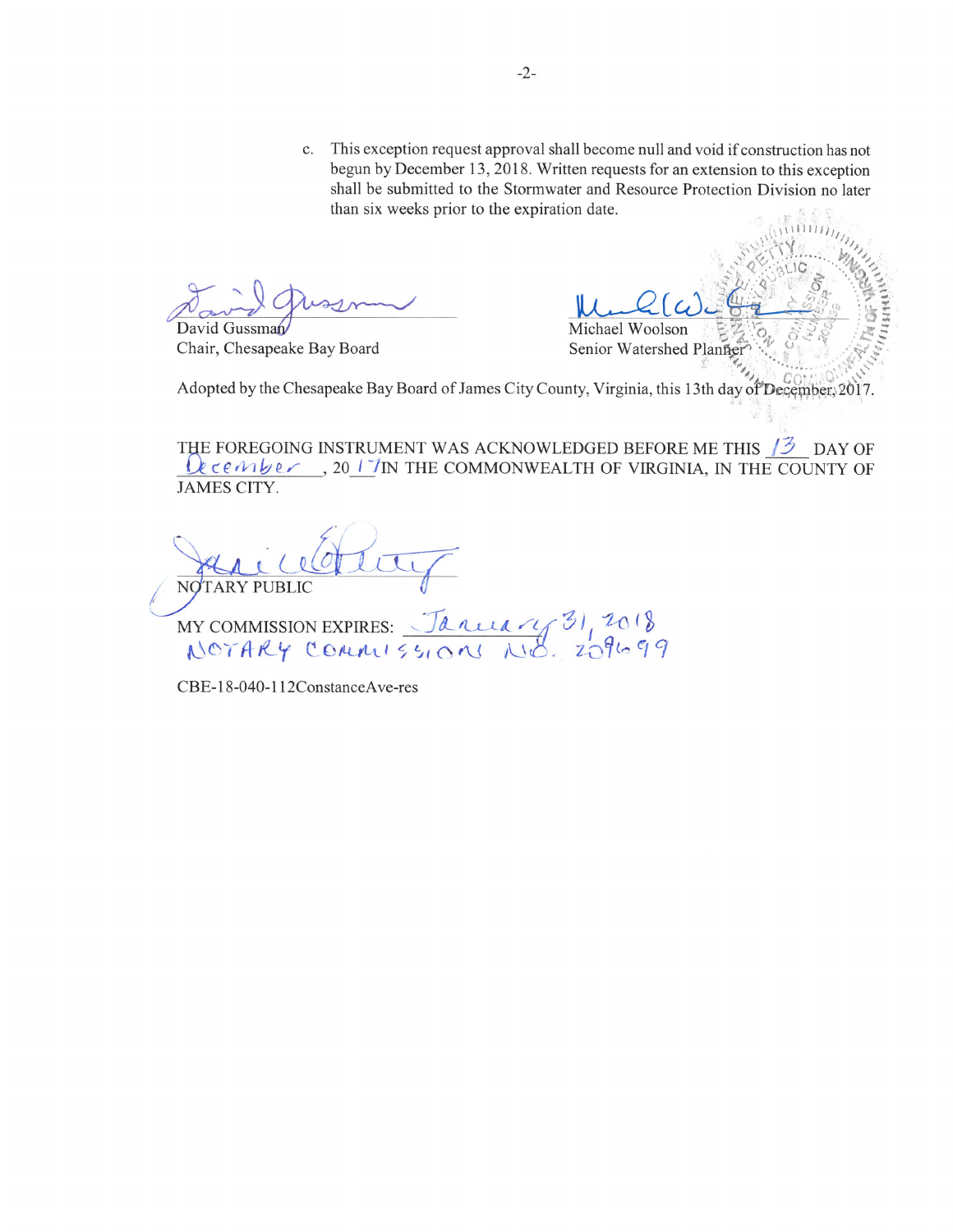c. This exception request approval shall become null and void if construction has not begun by December 13, 2018. Written requests for an extension to this exception shall be submitted to the Stormwater and Resource Protection Division no later than six weeks prior to the expiration date.

David Gussman
Chair, Chesapeake Bay Board

Michael Woolson
Senior Watershed Planner

Adopted by the Chesapeake Bay Board of James City County, Virginia, this 13th day of December, 2017.

THE FOREGOING INSTRUMENT WAS ACKNOWLEDGED BEFORE ME THIS 13 DAY OF December, 2017 IN THE COMMONWEALTH OF VIRGINIA, IN THE COUNTY OF JAMES CITY.

NOTARY PUBLIC

MY COMMISSION EXPIRES: January 31, 2018
NOTARY COMMISSION NO. 209699

CBE-18-040-112ConstanceAve-res